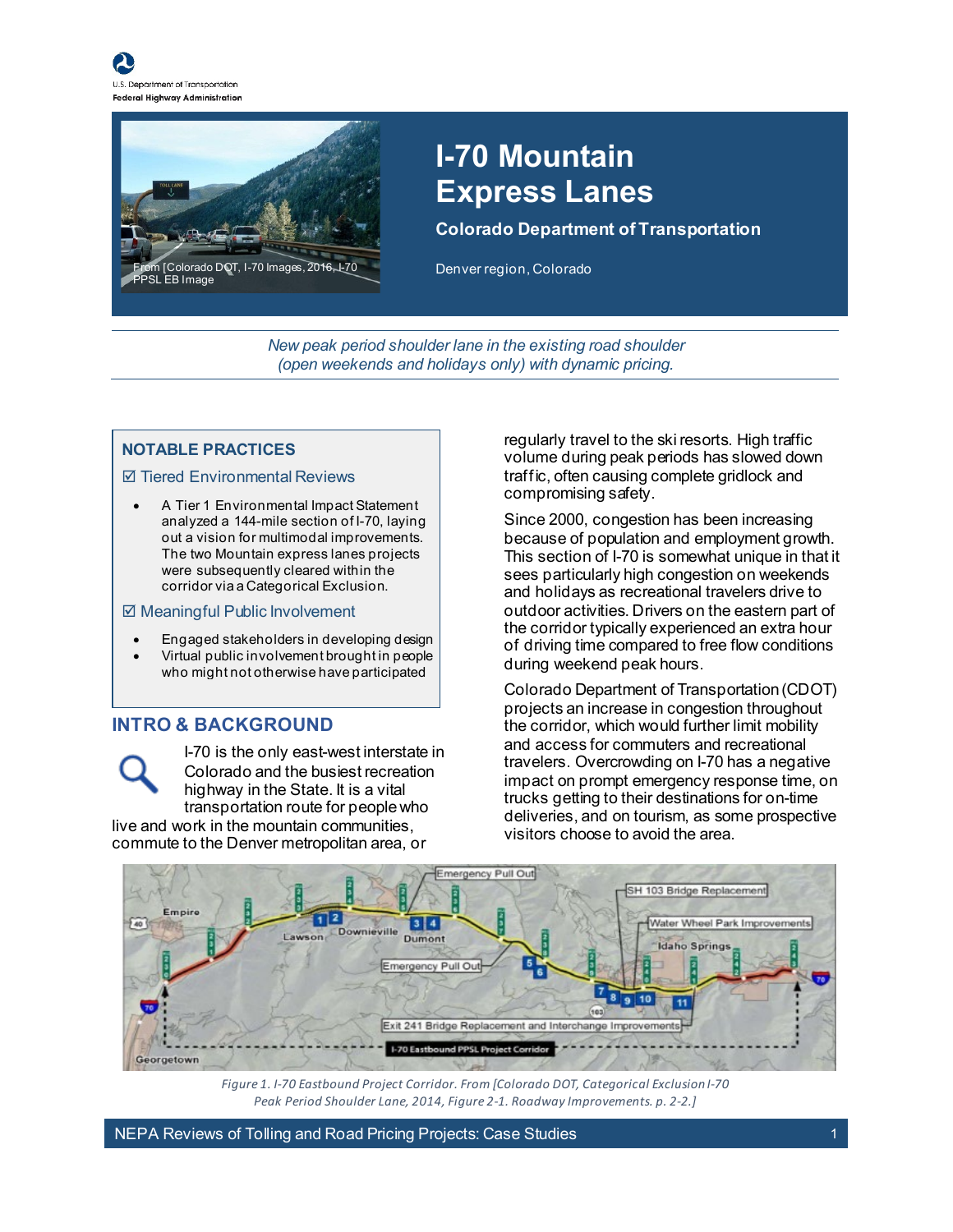U.S. Department of Transportation
Federal Highway Administration

From [Colorado DOT, I-70 Images, 2016, I-70 PPSL EB Image

# I-70 Mountain Express Lanes

**Colorado Department of Transportation**

Denver region, Colorado

*New peak period shoulder lane in the existing road shoulder (open weekends and holidays only) with dynamic pricing.*

## NOTABLE PRACTICES

☑ Tiered Environmental Reviews

- A Tier 1 Environmental Impact Statement analyzed a 144-mile section of I-70, laying out a vision for multimodal improvements. The two Mountain express lanes projects were subsequently cleared within the corridor via a Categorical Exclusion.

☑ Meaningful Public Involvement

- Engaged stakeholders in developing design
- Virtual public involvement brought in people who might not otherwise have participated

## INTRO & BACKGROUND

I-70 is the only east-west interstate in Colorado and the busiest recreation highway in the State. It is a vital transportation route for people who live and work in the mountain communities, commute to the Denver metropolitan area, or regularly travel to the ski resorts. High traffic volume during peak periods has slowed down traffic, often causing complete gridlock and compromising safety.

Since 2000, congestion has been increasing because of population and employment growth. This section of I-70 is somewhat unique in that it sees particularly high congestion on weekends and holidays as recreational travelers drive to outdoor activities. Drivers on the eastern part of the corridor typically experienced an extra hour of driving time compared to free flow conditions during weekend peak hours.

Colorado Department of Transportation (CDOT) projects an increase in congestion throughout the corridor, which would further limit mobility and access for commuters and recreational travelers. Overcrowding on I-70 has a negative impact on prompt emergency response time, on trucks getting to their destinations for on-time deliveries, and on tourism, as some prospective visitors choose to avoid the area.

*Figure 1. I-70 Eastbound Project Corridor. From [Colorado DOT, Categorical Exclusion I-70 Peak Period Shoulder Lane, 2014, Figure 2-1. Roadway Improvements. p. 2-2.]*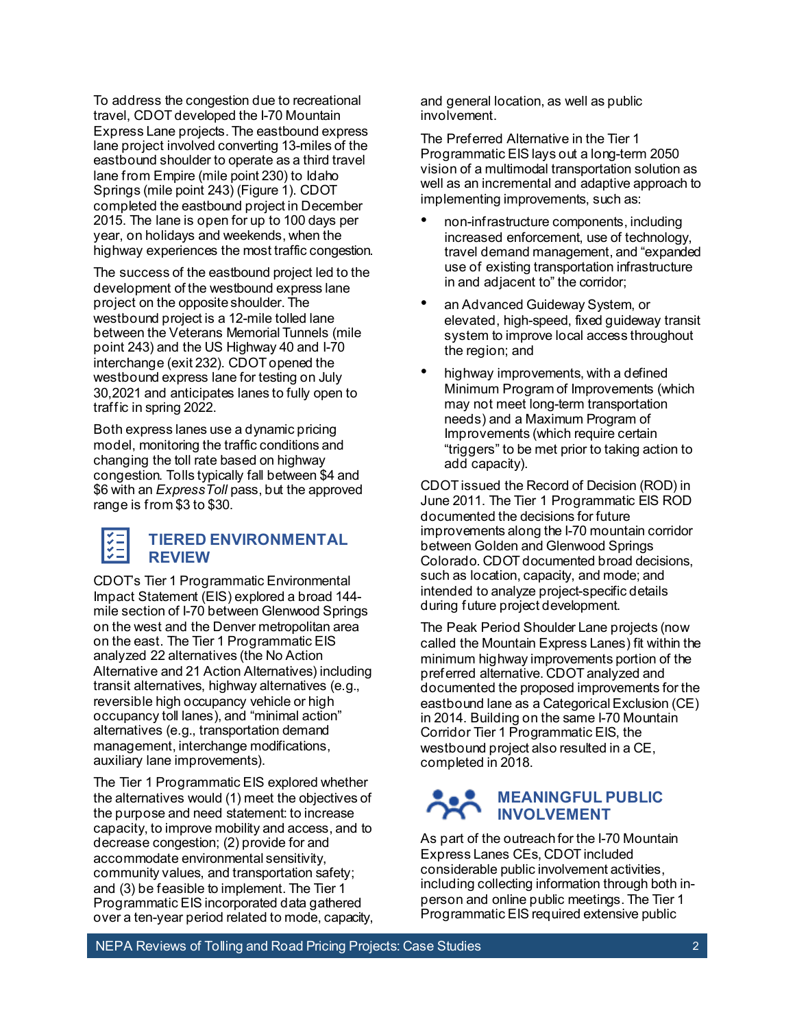To address the congestion due to recreational travel, CDOT developed the I-70 Mountain Express Lane projects. The eastbound express lane project involved converting 13-miles of the eastbound shoulder to operate as a third travel lane from Empire (mile point 230) to Idaho Springs (mile point 243) (Figure 1). CDOT completed the eastbound project in December 2015. The lane is open for up to 100 days per year, on holidays and weekends, when the highway experiences the most traffic congestion.

The success of the eastbound project led to the development of the westbound express lane project on the opposite shoulder. The westbound project is a 12-mile tolled lane between the Veterans Memorial Tunnels (mile point 243) and the US Highway 40 and I-70 interchange (exit 232). CDOT opened the westbound express lane for testing on July 30,2021 and anticipates lanes to fully open to traffic in spring 2022.

Both express lanes use a dynamic pricing model, monitoring the traffic conditions and changing the toll rate based on highway congestion. Tolls typically fall between $4 and $6 with an *ExpressToll* pass, but the approved range is from $3 to $30.

## TIERED ENVIRONMENTAL REVIEW

CDOT's Tier 1 Programmatic Environmental Impact Statement (EIS) explored a broad 144-mile section of I-70 between Glenwood Springs on the west and the Denver metropolitan area on the east. The Tier 1 Programmatic EIS analyzed 22 alternatives (the No Action Alternative and 21 Action Alternatives) including transit alternatives, highway alternatives (e.g., reversible high occupancy vehicle or high occupancy toll lanes), and "minimal action" alternatives (e.g., transportation demand management, interchange modifications, auxiliary lane improvements).

The Tier 1 Programmatic EIS explored whether the alternatives would (1) meet the objectives of the purpose and need statement: to increase capacity, to improve mobility and access, and to decrease congestion; (2) provide for and accommodate environmental sensitivity, community values, and transportation safety; and (3) be feasible to implement. The Tier 1 Programmatic EIS incorporated data gathered over a ten-year period related to mode, capacity, and general location, as well as public involvement.

The Preferred Alternative in the Tier 1 Programmatic EIS lays out a long-term 2050 vision of a multimodal transportation solution as well as an incremental and adaptive approach to implementing improvements, such as:

- non-infrastructure components, including increased enforcement, use of technology, travel demand management, and "expanded use of existing transportation infrastructure in and adjacent to" the corridor;
- an Advanced Guideway System, or elevated, high-speed, fixed guideway transit system to improve local access throughout the region; and
- highway improvements, with a defined Minimum Program of Improvements (which may not meet long-term transportation needs) and a Maximum Program of Improvements (which require certain "triggers" to be met prior to taking action to add capacity).

CDOT issued the Record of Decision (ROD) in June 2011. The Tier 1 Programmatic EIS ROD documented the decisions for future improvements along the I-70 mountain corridor between Golden and Glenwood Springs Colorado. CDOT documented broad decisions, such as location, capacity, and mode; and intended to analyze project-specific details during future project development.

The Peak Period Shoulder Lane projects (now called the Mountain Express Lanes) fit within the minimum highway improvements portion of the preferred alternative. CDOT analyzed and documented the proposed improvements for the eastbound lane as a Categorical Exclusion (CE) in 2014. Building on the same I-70 Mountain Corridor Tier 1 Programmatic EIS, the westbound project also resulted in a CE, completed in 2018.

## MEANINGFUL PUBLIC INVOLVEMENT

As part of the outreach for the I-70 Mountain Express Lanes CEs, CDOT included considerable public involvement activities, including collecting information through both in-person and online public meetings. The Tier 1 Programmatic EIS required extensive public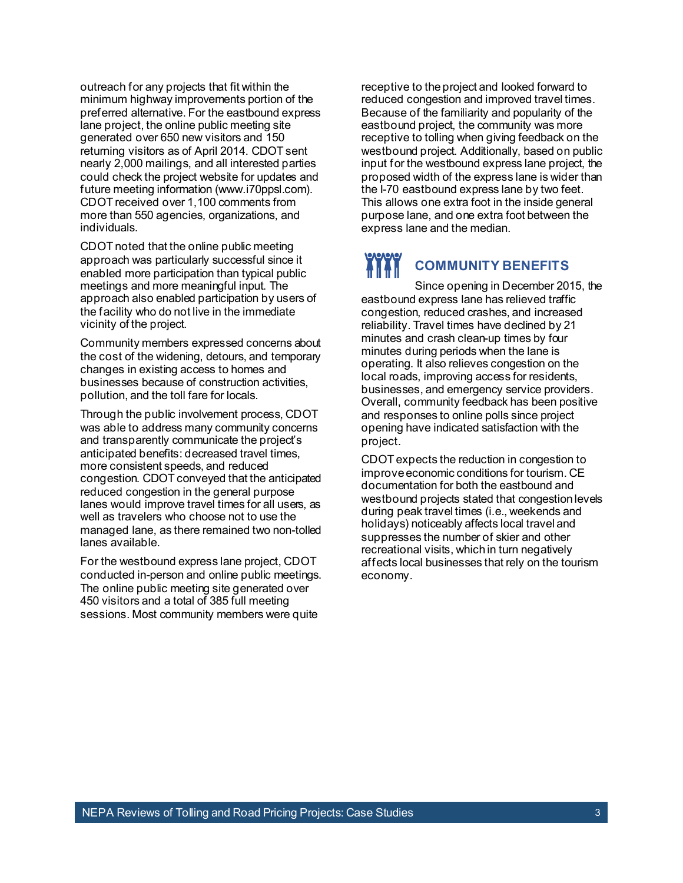outreach for any projects that fit within the minimum highway improvements portion of the preferred alternative. For the eastbound express lane project, the online public meeting site generated over 650 new visitors and 150 returning visitors as of April 2014. CDOT sent nearly 2,000 mailings, and all interested parties could check the project website for updates and future meeting information (www.i70ppsl.com). CDOT received over 1,100 comments from more than 550 agencies, organizations, and individuals.

CDOT noted that the online public meeting approach was particularly successful since it enabled more participation than typical public meetings and more meaningful input. The approach also enabled participation by users of the facility who do not live in the immediate vicinity of the project.

Community members expressed concerns about the cost of the widening, detours, and temporary changes in existing access to homes and businesses because of construction activities, pollution, and the toll fare for locals.

Through the public involvement process, CDOT was able to address many community concerns and transparently communicate the project's anticipated benefits: decreased travel times, more consistent speeds, and reduced congestion. CDOT conveyed that the anticipated reduced congestion in the general purpose lanes would improve travel times for all users, as well as travelers who choose not to use the managed lane, as there remained two non-tolled lanes available.

For the westbound express lane project, CDOT conducted in-person and online public meetings. The online public meeting site generated over 450 visitors and a total of 385 full meeting sessions. Most community members were quite receptive to the project and looked forward to reduced congestion and improved travel times. Because of the familiarity and popularity of the eastbound project, the community was more receptive to tolling when giving feedback on the westbound project. Additionally, based on public input for the westbound express lane project, the proposed width of the express lane is wider than the I-70 eastbound express lane by two feet. This allows one extra foot in the inside general purpose lane, and one extra foot between the express lane and the median.

## COMMUNITY BENEFITS

Since opening in December 2015, the eastbound express lane has relieved traffic congestion, reduced crashes, and increased reliability. Travel times have declined by 21 minutes and crash clean-up times by four minutes during periods when the lane is operating. It also relieves congestion on the local roads, improving access for residents, businesses, and emergency service providers. Overall, community feedback has been positive and responses to online polls since project opening have indicated satisfaction with the project.

CDOT expects the reduction in congestion to improve economic conditions for tourism. CE documentation for both the eastbound and westbound projects stated that congestion levels during peak travel times (i.e., weekends and holidays) noticeably affects local travel and suppresses the number of skier and other recreational visits, which in turn negatively affects local businesses that rely on the tourism economy.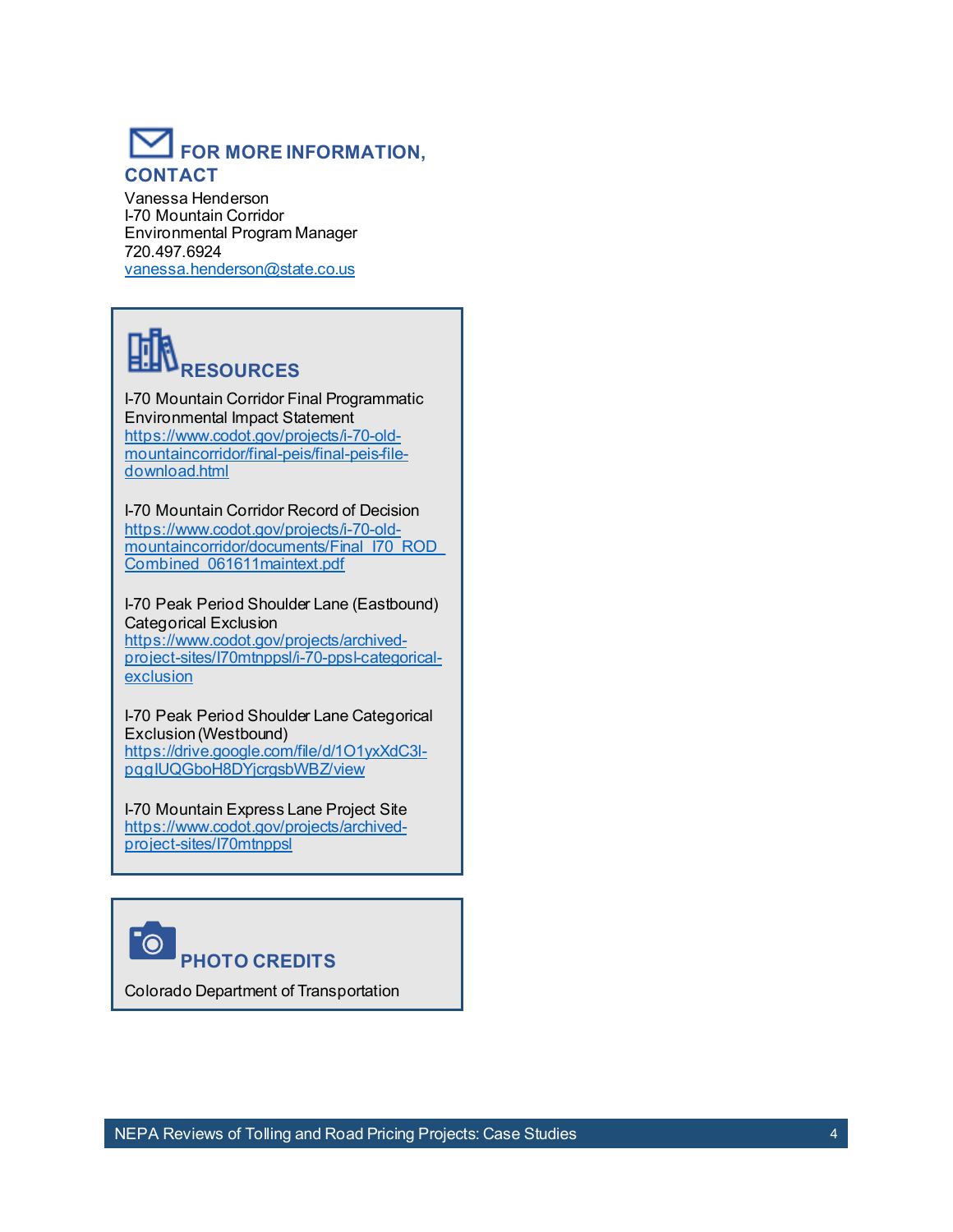## FOR MORE INFORMATION, CONTACT

Vanessa Henderson
I-70 Mountain Corridor
Environmental Program Manager
720.497.6924
vanessa.henderson@state.co.us

## RESOURCES

I-70 Mountain Corridor Final Programmatic Environmental Impact Statement
https://www.codot.gov/projects/i-70-old-mountaincorridor/final-peis/final-peis-file-download.html

I-70 Mountain Corridor Record of Decision
https://www.codot.gov/projects/i-70-old-mountaincorridor/documents/Final_I70_ROD_Combined_061611maintext.pdf

I-70 Peak Period Shoulder Lane (Eastbound) Categorical Exclusion
https://www.codot.gov/projects/archived-project-sites/I70mtnppsl/i-70-ppsl-categorical-exclusion

I-70 Peak Period Shoulder Lane Categorical Exclusion (Westbound)
https://drive.google.com/file/d/1O1yxXdC3l-pqgIUQGboH8DYjcrgsbWBZ/view

I-70 Mountain Express Lane Project Site
https://www.codot.gov/projects/archived-project-sites/I70mtnppsl

## PHOTO CREDITS

Colorado Department of Transportation